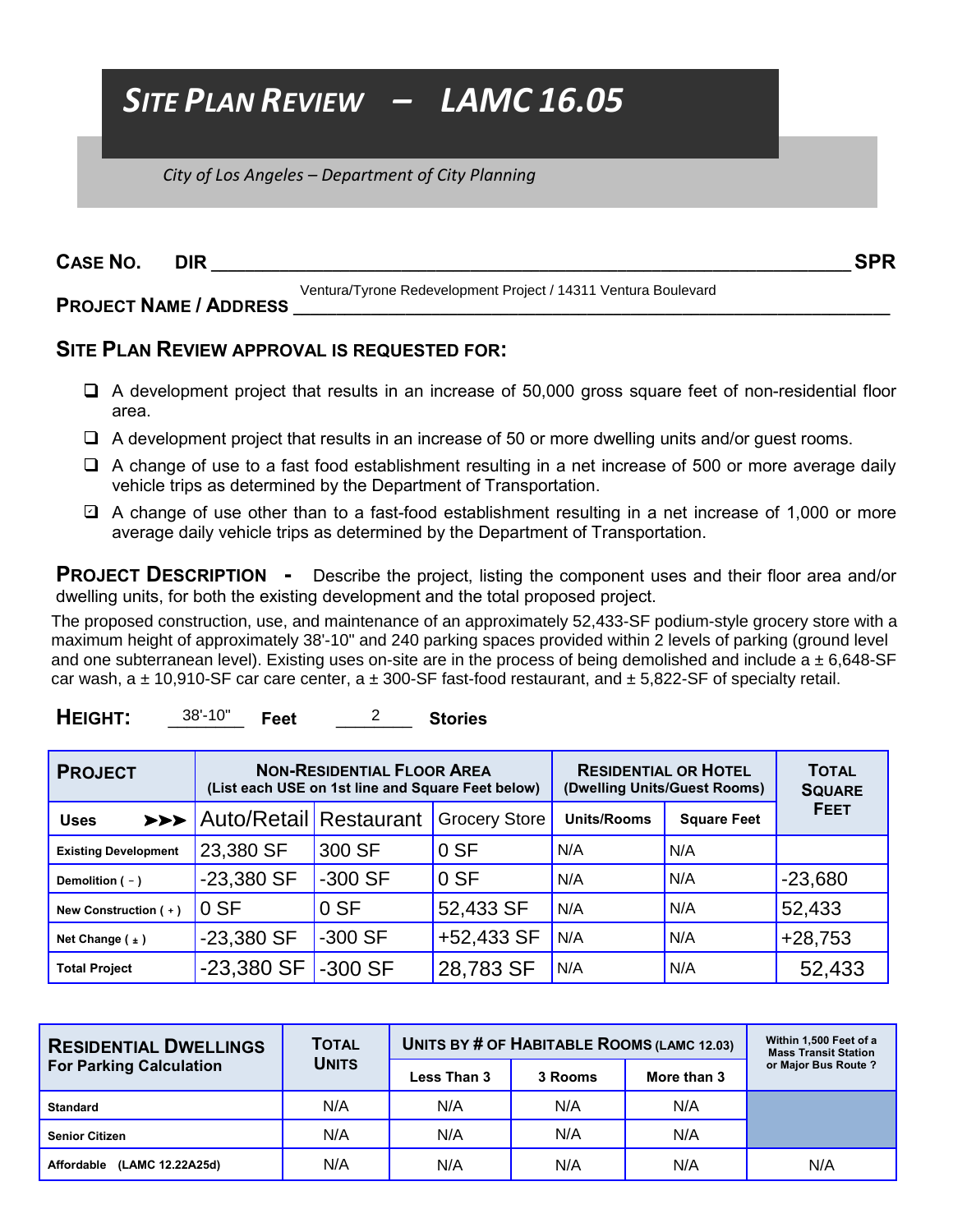# *SITE PLAN REVIEW – LAMC 16.05*

*City of Los Angeles – Department of City Planning*

**CASE NO.** **DIR** ____________________________________________ **SPR**

**PROJECT NAME / ADDRESS** Ventura/Tyrone Redevelopment Project / 14311 Ventura Boulevard

## SITE PLAN REVIEW APPROVAL IS REQUESTED FOR:

- ☐ A development project that results in an increase of 50,000 gross square feet of non-residential floor area.
- ☐ A development project that results in an increase of 50 or more dwelling units and/or guest rooms.
- ☐ A change of use to a fast food establishment resulting in a net increase of 500 or more average daily vehicle trips as determined by the Department of Transportation.
- ☑ A change of use other than to a fast-food establishment resulting in a net increase of 1,000 or more average daily vehicle trips as determined by the Department of Transportation.

**PROJECT DESCRIPTION -** Describe the project, listing the component uses and their floor area and/or dwelling units, for both the existing development and the total proposed project.

The proposed construction, use, and maintenance of an approximately 52,433-SF podium-style grocery store with a maximum height of approximately 38'-10" and 240 parking spaces provided within 2 levels of parking (ground level and one subterranean level). Existing uses on-site are in the process of demolished and include a ± 6,648-SF car wash, a ± 10,910-SF car care center, a ± 300-SF fast-food restaurant, and ± 5,822-SF of specialty retail.

**HEIGHT:** 38'-10" **Feet** 2 **Stories**

| **PROJECT** | **NON-RESIDENTIAL FLOOR AREA** (List each USE on 1st line and Square Feet below) | | | **RESIDENTIAL OR HOTEL** (Dwelling Units/Guest Rooms) | | **TOTAL SQUARE FEET** |
|---|---|---|---|---|---|---|
| **Uses ➤➤➤** | Auto/Retail | Restaurant | Grocery Store | **Units/Rooms** | **Square Feet** | |
| **Existing Development** | 23,380 SF | 300 SF | 0 SF | N/A | N/A | |
| **Demolition ( − )** | -23,380 SF | -300 SF | 0 SF | N/A | N/A | -23,680 |
| **New Construction ( + )** | 0 SF | 0 SF | 52,433 SF | N/A | N/A | 52,433 |
| **Net Change ( ± )** | -23,380 SF | -300 SF | +52,433 SF | N/A | N/A | +28,753 |
| **Total Project** | -23,380 SF | -300 SF | 28,783 SF | N/A | N/A | 52,433 |

| **RESIDENTIAL DWELLINGS For Parking Calculation** | **TOTAL UNITS** | **UNITS BY # OF HABITABLE ROOMS (LAMC 12.03)** | | | **Within 1,500 Feet of a Mass Transit Station or Major Bus Route ?** |
|---|---|---|---|---|---|
| | | **Less Than 3** | **3 Rooms** | **More than 3** | |
| **Standard** | N/A | N/A | N/A | N/A | |
| **Senior Citizen** | N/A | N/A | N/A | N/A | |
| **Affordable (LAMC 12.22A25d)** | N/A | N/A | N/A | N/A | N/A |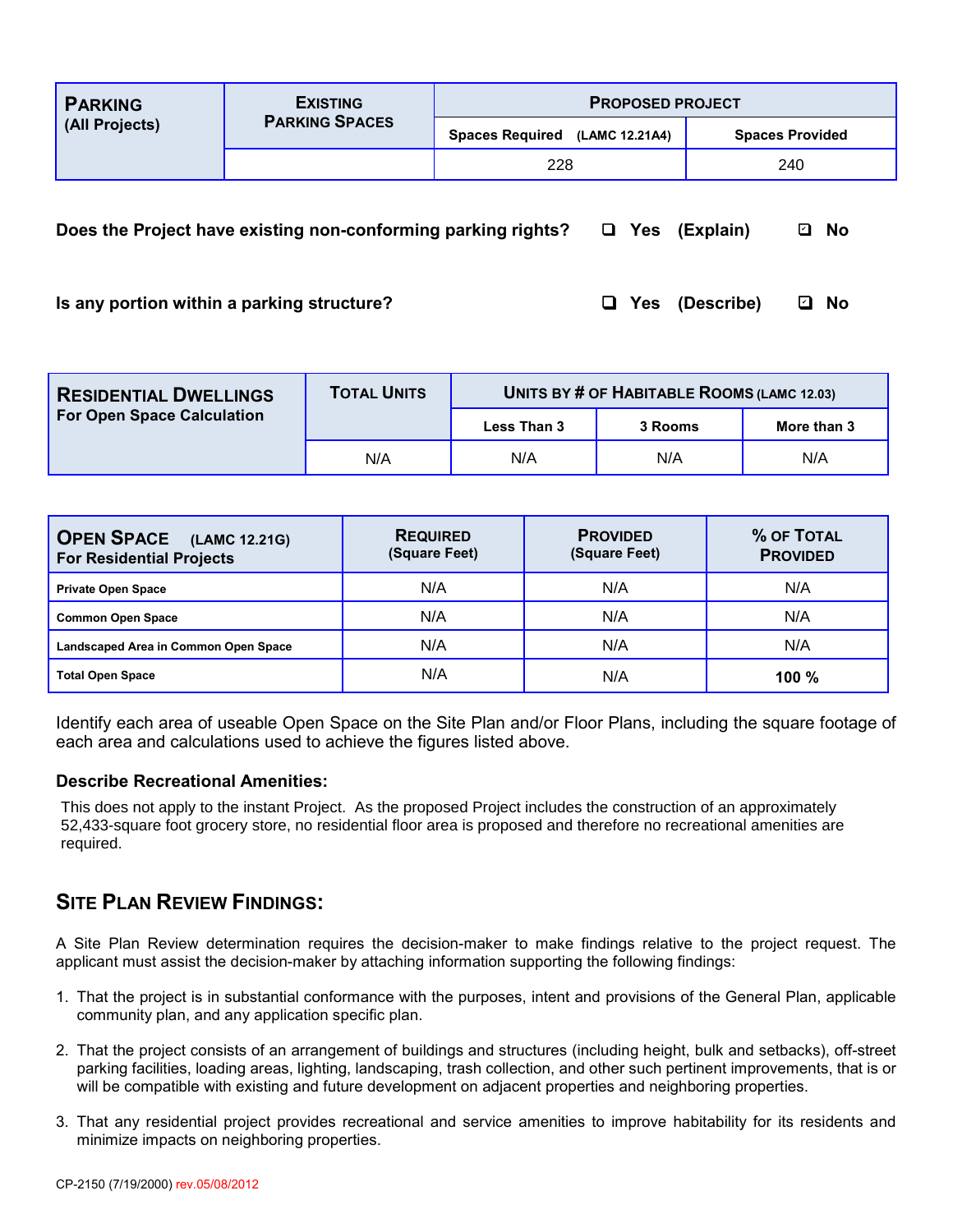| **PARKING** (All Projects) | **EXISTING PARKING SPACES** | **PROPOSED PROJECT** | |
|---|---|---|---|
| | | Spaces Required (LAMC 12.21A4) | Spaces Provided |
| | | 228 | 240 |

**Does the Project have existing non-conforming parking rights?** ☐ Yes (Explain) ☑ No

**Is any portion within a parking structure?** ☐ Yes (Describe) ☑ No

| **RESIDENTIAL DWELLINGS** For Open Space Calculation | **TOTAL UNITS** | **UNITS BY # OF HABITABLE ROOMS** (LAMC 12.03) | | |
|---|---|---|---|---|
| | | Less Than 3 | 3 Rooms | More than 3 |
| | N/A | N/A | N/A | N/A |

| **OPEN SPACE** (LAMC 12.21G) For Residential Projects | **REQUIRED** (Square Feet) | **PROVIDED** (Square Feet) | **% OF TOTAL PROVIDED** |
|---|---|---|---|
| Private Open Space | N/A | N/A | N/A |
| Common Open Space | N/A | N/A | N/A |
| Landscaped Area in Common Open Space | N/A | N/A | N/A |
| Total Open Space | N/A | N/A | **100 %** |

Identify each area of useable Open Space on the Site Plan and/or Floor Plans, including the square footage of each area and calculations used to achieve the figures listed above.

**Describe Recreational Amenities:**

This does not apply to the instant Project. As the proposed Project includes the construction of an approximately 52,433-square foot grocery store, no residential floor area is proposed and therefore no recreational amenities are required.

## SITE PLAN REVIEW FINDINGS:

A Site Plan Review determination requires the decision-maker to make findings relative to the project request. The applicant must assist the decision-maker by attaching information supporting the following findings:

1. That the project is in substantial conformance with the purposes, intent and provisions of the General Plan, applicable community plan, and any application specific plan.
2. That the project consists of an arrangement of buildings and structures (including height, bulk and setbacks), off-street parking facilities, loading areas, lighting, landscaping, trash collection, and other such pertinent improvements, that is or will be compatible with existing and future development on adjacent properties and neighboring properties.
3. That any residential project provides recreational and service amenities to improve habitability for its residents and minimize impacts on neighboring properties.

CP-2150 (7/19/2000) rev.05/08/2012